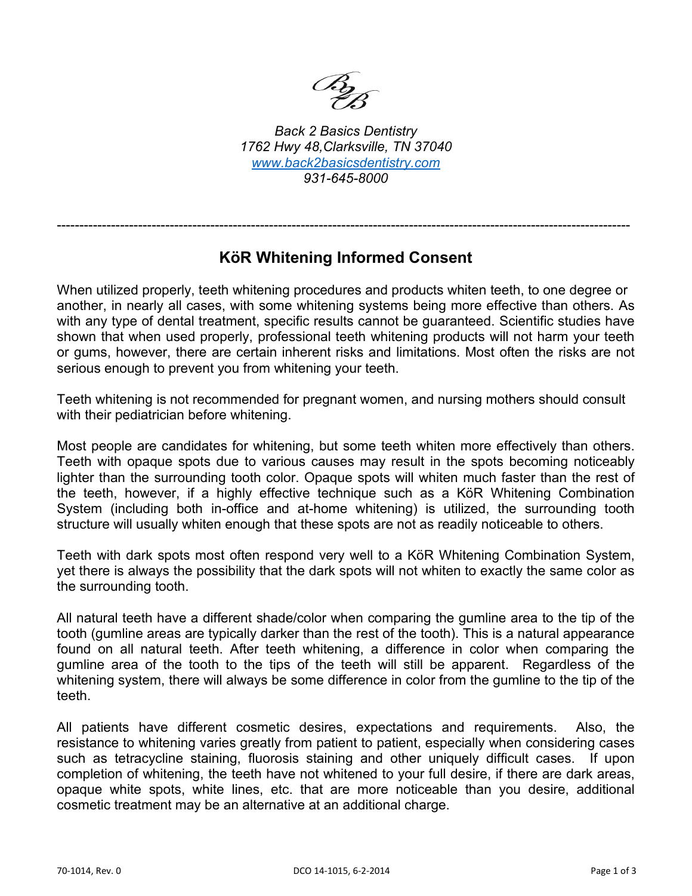*Back 2 Basics Dentistry*
*1762 Hwy 48,Clarksville, TN 37040*
*[www.back2basicsdentistry.com](http://www.back2basicsdentistry.com)*
*931-645-8000*

---

## KöR Whitening Informed Consent

When utilized properly, teeth whitening procedures and products whiten teeth, to one degree or another, in nearly all cases, with some whitening systems being more effective than others. As with any type of dental treatment, specific results cannot be guaranteed. Scientific studies have shown that when used properly, professional teeth whitening products will not harm your teeth or gums, however, there are certain inherent risks and limitations. Most often the risks are not serious enough to prevent you from whitening your teeth.

Teeth whitening is not recommended for pregnant women, and nursing mothers should consult with their pediatrician before whitening.

Most people are candidates for whitening, but some teeth whiten more effectively than others. Teeth with opaque spots due to various causes may result in the spots becoming noticeably lighter than the surrounding tooth color. Opaque spots will whiten much faster than the rest of the teeth, however, if a highly effective technique such as a KöR Whitening Combination System (including both in-office and at-home whitening) is utilized, the surrounding tooth structure will usually whiten enough that these spots are not as readily noticeable to others.

Teeth with dark spots most often respond very well to a KöR Whitening Combination System, yet there is always the possibility that the dark spots will not whiten to exactly the same color as the surrounding tooth.

All natural teeth have a different shade/color when comparing the gumline area to the tip of the tooth (gumline areas are typically darker than the rest of the tooth). This is a natural appearance found on all natural teeth. After teeth whitening, a difference in color when comparing the gumline area of the tooth to the tips of the teeth will still be apparent. Regardless of the whitening system, there will always be some difference in color from the gumline to the tip of the teeth.

All patients have different cosmetic desires, expectations and requirements. Also, the resistance to whitening varies greatly from patient to patient, especially when considering cases such as tetracycline staining, fluorosis staining and other uniquely difficult cases. If upon completion of whitening, the teeth have not whitened to your full desire, if there are dark areas, opaque white spots, white lines, etc. that are more noticeable than you desire, additional cosmetic treatment may be an alternative at an additional charge.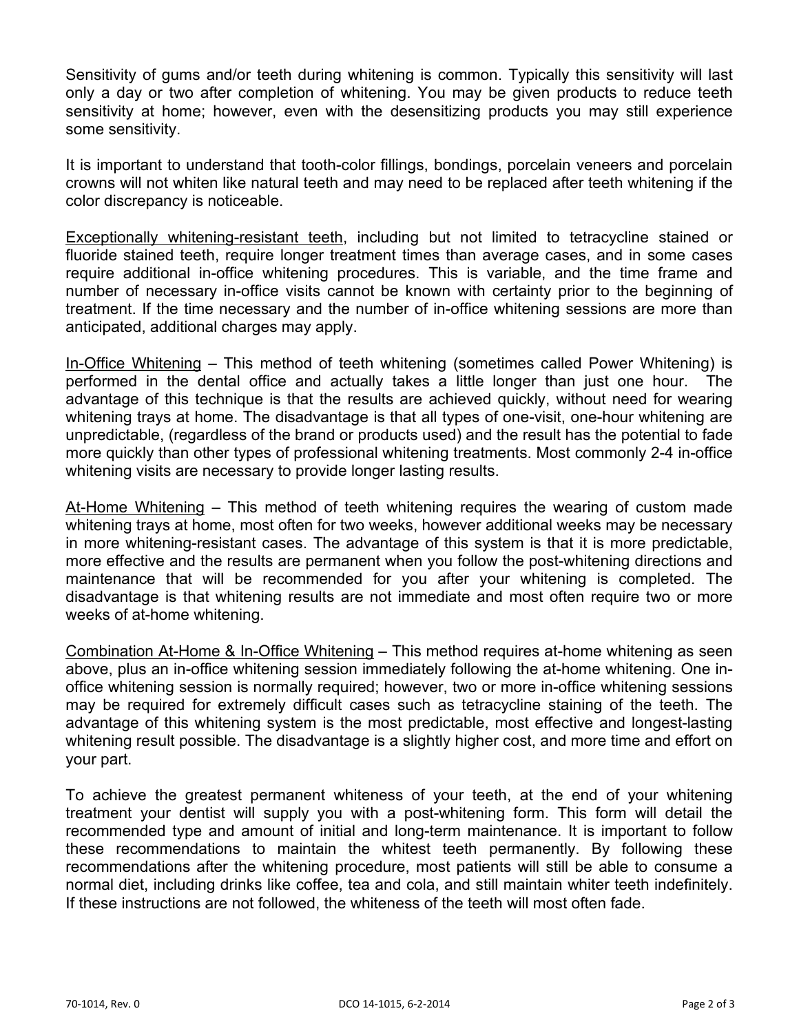Sensitivity of gums and/or teeth during whitening is common. Typically this sensitivity will last only a day or two after completion of whitening. You may be given products to reduce teeth sensitivity at home; however, even with the desensitizing products you may still experience some sensitivity.

It is important to understand that tooth-color fillings, bondings, porcelain veneers and porcelain crowns will not whiten like natural teeth and may need to be replaced after teeth whitening if the color discrepancy is noticeable.

<u>Exceptionally whitening-resistant teeth</u>, including but not limited to tetracycline stained or fluoride stained teeth, require longer treatment times than average cases, and in some cases require additional in-office whitening procedures. This is variable, and the time frame and number of necessary in-office visits cannot be known with certainty prior to the beginning of treatment. If the time necessary and the number of in-office whitening sessions are more than anticipated, additional charges may apply.

<u>In-Office Whitening</u> – This method of teeth whitening (sometimes called Power Whitening) is performed in the dental office and actually takes a little longer than just one hour. The advantage of this technique is that the results are achieved quickly, without need for wearing whitening trays at home. The disadvantage is that all types of one-visit, one-hour whitening are unpredictable, (regardless of the brand or products used) and the result has the potential to fade more quickly than other types of professional whitening treatments. Most commonly 2-4 in-office whitening visits are necessary to provide longer lasting results.

<u>At-Home Whitening</u> – This method of teeth whitening requires the wearing of custom made whitening trays at home, most often for two weeks, however additional weeks may be necessary in more whitening-resistant cases. The advantage of this system is that it is more predictable, more effective and the results are permanent when you follow the post-whitening directions and maintenance that will be recommended for you after your whitening is completed. The disadvantage is that whitening results are not immediate and most often require two or more weeks of at-home whitening.

<u>Combination At-Home & In-Office Whitening</u> – This method requires at-home whitening as seen above, plus an in-office whitening session immediately following the at-home whitening. One in-office whitening session is normally required; however, two or more in-office whitening sessions may be required for extremely difficult cases such as tetracycline staining of the teeth. The advantage of this whitening system is the most predictable, most effective and longest-lasting whitening result possible. The disadvantage is a slightly higher cost, and more time and effort on your part.

To achieve the greatest permanent whiteness of your teeth, at the end of your whitening treatment your dentist will supply you with a post-whitening form. This form will detail the recommended type and amount of initial and long-term maintenance. It is important to follow these recommendations to maintain the whitest teeth permanently. By following these recommendations after the whitening procedure, most patients will still be able to consume a normal diet, including drinks like coffee, tea and cola, and still maintain whiter teeth indefinitely. If these instructions are not followed, the whiteness of the teeth will most often fade.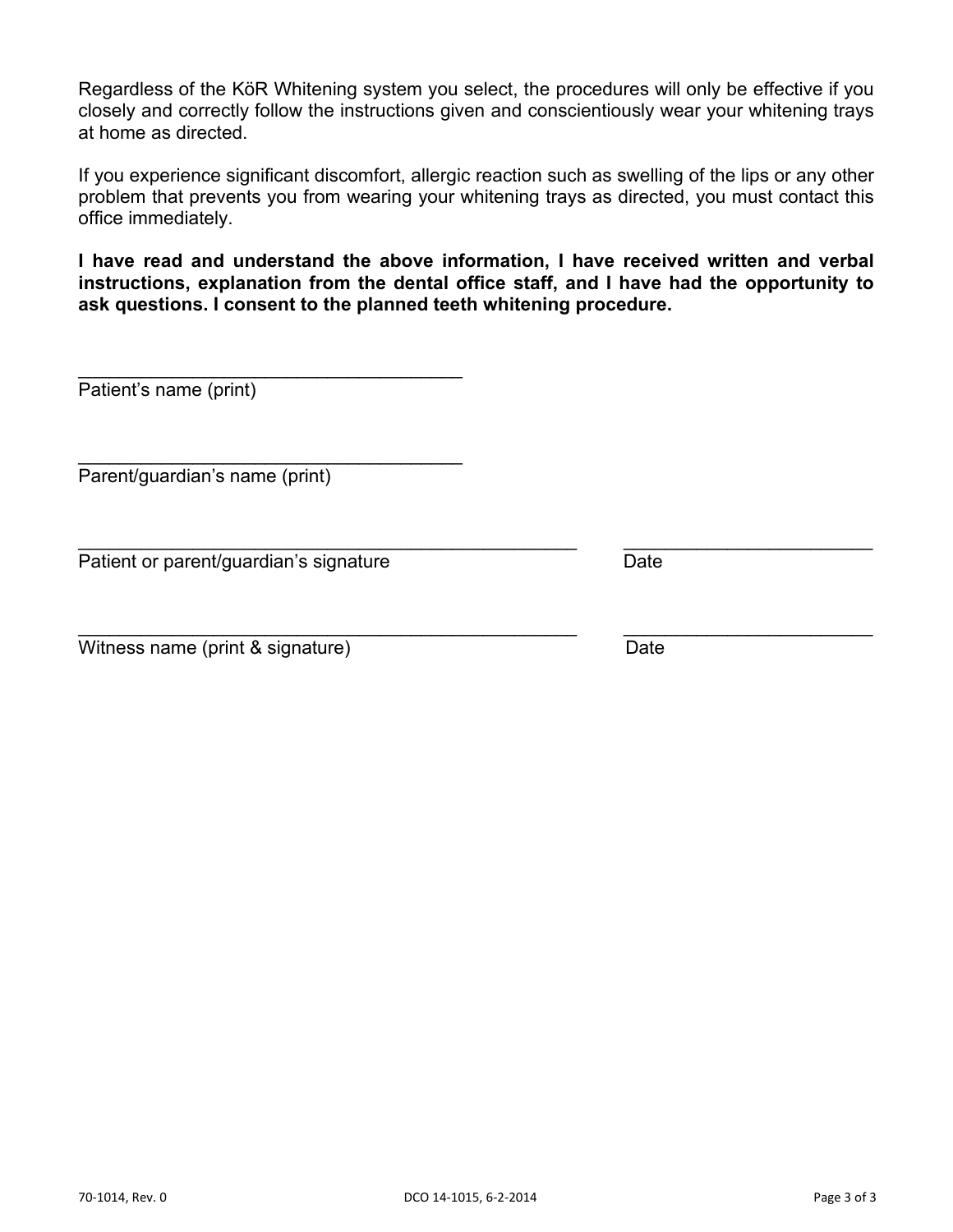Regardless of the KöR Whitening system you select, the procedures will only be effective if you closely and correctly follow the instructions given and conscientiously wear your whitening trays at home as directed.

If you experience significant discomfort, allergic reaction such as swelling of the lips or any other problem that prevents you from wearing your whitening trays as directed, you must contact this office immediately.

**I have read and understand the above information, I have received written and verbal instructions, explanation from the dental office staff, and I have had the opportunity to ask questions. I consent to the planned teeth whitening procedure.**

_______________________________________
Patient's name (print)

_______________________________________
Parent/guardian's name (print)

___________________________________________________ ________________________
Patient or parent/guardian's signature Date

___________________________________________________ ________________________
Witness name (print & signature) Date

70-1014, Rev. 0 DCO 14-1015, 6-2-2014